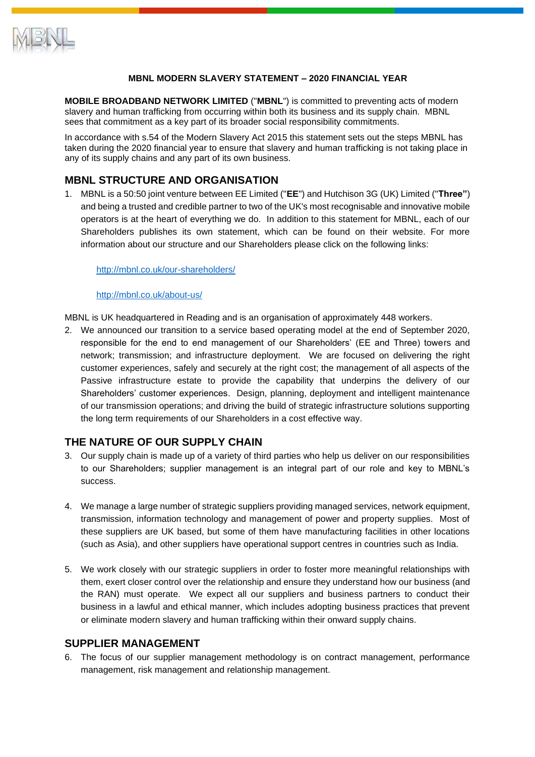**MBNL MODERN SLAVERY STATEMENT – 2020 FINANCIAL YEAR**

**MOBILE BROADBAND NETWORK LIMITED** ("**MBNL**") is committed to preventing acts of modern slavery and human trafficking from occurring within both its business and its supply chain. MBNL sees that commitment as a key part of its broader social responsibility commitments.

In accordance with s.54 of the Modern Slavery Act 2015 this statement sets out the steps MBNL has taken during the 2020 financial year to ensure that slavery and human trafficking is not taking place in any of its supply chains and any part of its own business.

## MBNL STRUCTURE AND ORGANISATION

1. MBNL is a 50:50 joint venture between EE Limited ("**EE**") and Hutchison 3G (UK) Limited ("**Three"**) and being a trusted and credible partner to two of the UK's most recognisable and innovative mobile operators is at the heart of everything we do. In addition to this statement for MBNL, each of our Shareholders publishes its own statement, which can be found on their website. For more information about our structure and our Shareholders please click on the following links:

   http://mbnl.co.uk/our-shareholders/

   http://mbnl.co.uk/about-us/

MBNL is UK headquartered in Reading and is an organisation of approximately 448 workers.

2. We announced our transition to a service based operating model at the end of September 2020, responsible for the end to end management of our Shareholders' (EE and Three) towers and network; transmission; and infrastructure deployment. We are focused on delivering the right customer experiences, safely and securely at the right cost; the management of all aspects of the Passive infrastructure estate to provide the capability that underpins the delivery of our Shareholders' customer experiences. Design, planning, deployment and intelligent maintenance of our transmission operations; and driving the build of strategic infrastructure solutions supporting the long term requirements of our Shareholders in a cost effective way.

## THE NATURE OF OUR SUPPLY CHAIN

3. Our supply chain is made up of a variety of third parties who help us deliver on our responsibilities to our Shareholders; supplier management is an integral part of our role and key to MBNL's success.

4. We manage a large number of strategic suppliers providing managed services, network equipment, transmission, information technology and management of power and property supplies. Most of these suppliers are UK based, but some of them have manufacturing facilities in other locations (such as Asia), and other suppliers have operational support centres in countries such as India.

5. We work closely with our strategic suppliers in order to foster more meaningful relationships with them, exert closer control over the relationship and ensure they understand how our business (and the RAN) must operate. We expect all our suppliers and business partners to conduct their business in a lawful and ethical manner, which includes adopting business practices that prevent or eliminate modern slavery and human trafficking within their onward supply chains.

## SUPPLIER MANAGEMENT

6. The focus of our supplier management methodology is on contract management, performance management, risk management and relationship management.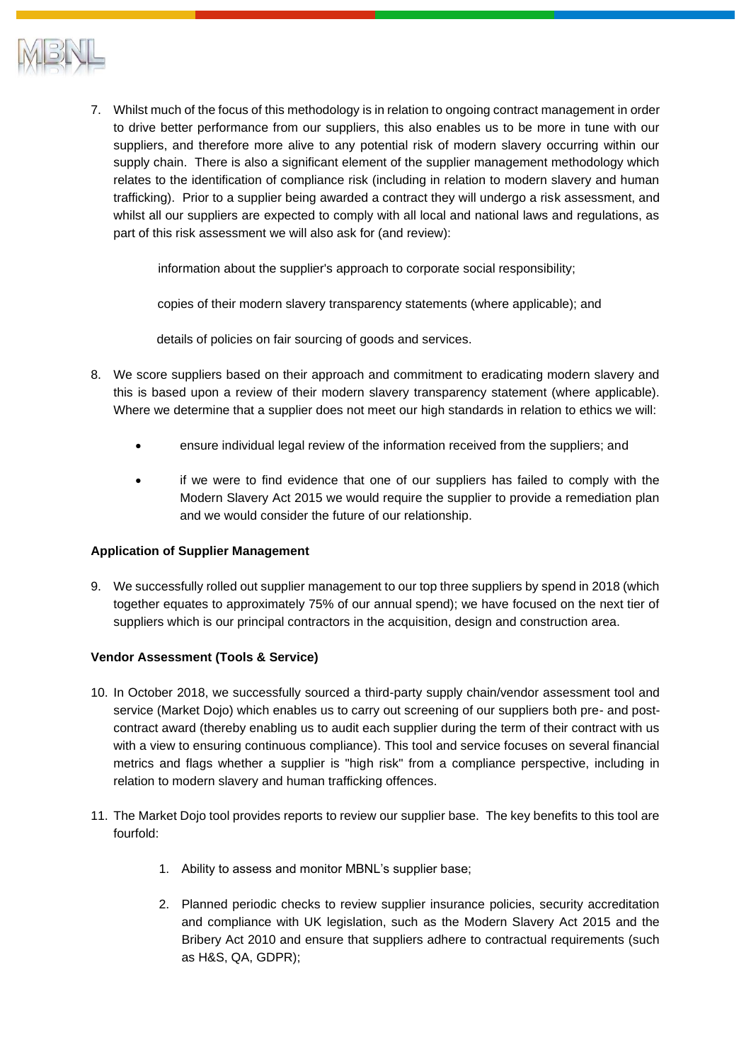7. Whilst much of the focus of this methodology is in relation to ongoing contract management in order to drive better performance from our suppliers, this also enables us to be more in tune with our suppliers, and therefore more alive to any potential risk of modern slavery occurring within our supply chain. There is also a significant element of the supplier management methodology which relates to the identification of compliance risk (including in relation to modern slavery and human trafficking). Prior to a supplier being awarded a contract they will undergo a risk assessment, and whilst all our suppliers are expected to comply with all local and national laws and regulations, as part of this risk assessment we will also ask for (and review):

   information about the supplier's approach to corporate social responsibility;

   copies of their modern slavery transparency statements (where applicable); and

   details of policies on fair sourcing of goods and services.

8. We score suppliers based on their approach and commitment to eradicating modern slavery and this is based upon a review of their modern slavery transparency statement (where applicable). Where we determine that a supplier does not meet our high standards in relation to ethics we will:

   - ensure individual legal review of the information received from the suppliers; and
   - if we were to find evidence that one of our suppliers has failed to comply with the Modern Slavery Act 2015 we would require the supplier to provide a remediation plan and we would consider the future of our relationship.

**Application of Supplier Management**

9. We successfully rolled out supplier management to our top three suppliers by spend in 2018 (which together equates to approximately 75% of our annual spend); we have focused on the next tier of suppliers which is our principal contractors in the acquisition, design and construction area.

**Vendor Assessment (Tools & Service)**

10. In October 2018, we successfully sourced a third-party supply chain/vendor assessment tool and service (Market Dojo) which enables us to carry out screening of our suppliers both pre- and post-contract award (thereby enabling us to audit each supplier during the term of their contract with us with a view to ensuring continuous compliance). This tool and service focuses on several financial metrics and flags whether a supplier is "high risk" from a compliance perspective, including in relation to modern slavery and human trafficking offences.

11. The Market Dojo tool provides reports to review our supplier base. The key benefits to this tool are fourfold:

    1. Ability to assess and monitor MBNL's supplier base;
    2. Planned periodic checks to review supplier insurance policies, security accreditation and compliance with UK legislation, such as the Modern Slavery Act 2015 and the Bribery Act 2010 and ensure that suppliers adhere to contractual requirements (such as H&S, QA, GDPR);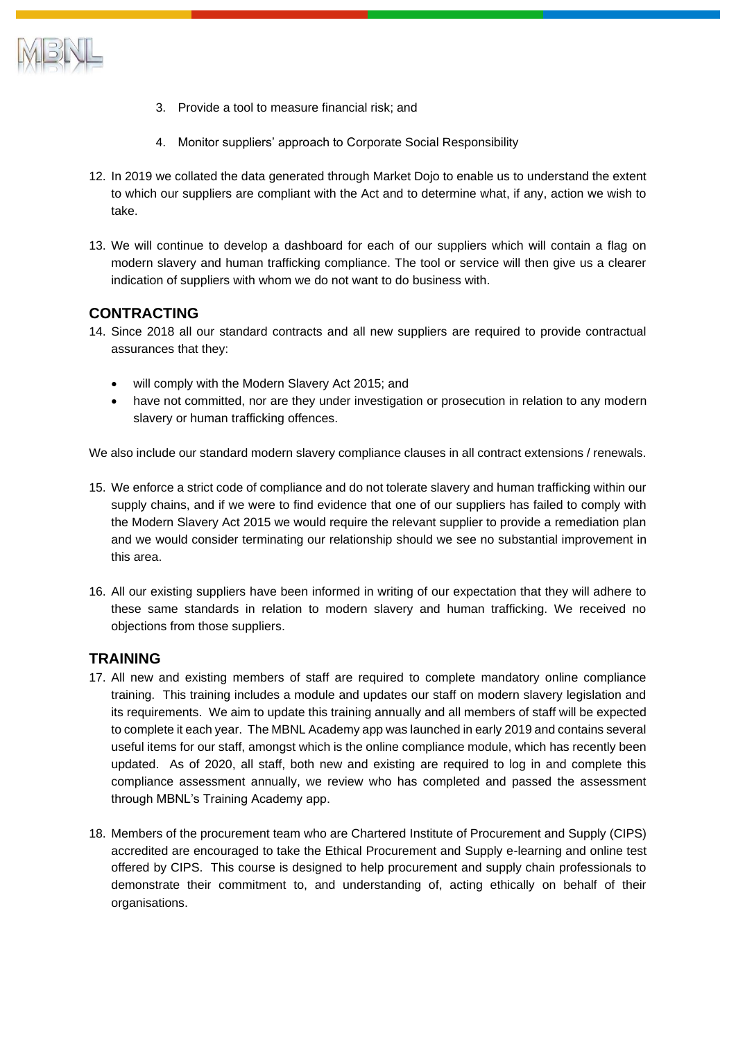3. Provide a tool to measure financial risk; and

4. Monitor suppliers' approach to Corporate Social Responsibility

12. In 2019 we collated the data generated through Market Dojo to enable us to understand the extent to which our suppliers are compliant with the Act and to determine what, if any, action we wish to take.

13. We will continue to develop a dashboard for each of our suppliers which will contain a flag on modern slavery and human trafficking compliance. The tool or service will then give us a clearer indication of suppliers with whom we do not want to do business with.

## CONTRACTING

14. Since 2018 all our standard contracts and all new suppliers are required to provide contractual assurances that they:

    - will comply with the Modern Slavery Act 2015; and
    - have not committed, nor are they under investigation or prosecution in relation to any modern slavery or human trafficking offences.

We also include our standard modern slavery compliance clauses in all contract extensions / renewals.

15. We enforce a strict code of compliance and do not tolerate slavery and human trafficking within our supply chains, and if we were to find evidence that one of our suppliers has failed to comply with the Modern Slavery Act 2015 we would require the relevant supplier to provide a remediation plan and we would consider terminating our relationship should we see no substantial improvement in this area.

16. All our existing suppliers have been informed in writing of our expectation that they will adhere to these same standards in relation to modern slavery and human trafficking. We received no objections from those suppliers.

## TRAINING

17. All new and existing members of staff are required to complete mandatory online compliance training. This training includes a module and updates our staff on modern slavery legislation and its requirements. We aim to update this training annually and all members of staff will be expected to complete it each year. The MBNL Academy app was launched in early 2019 and contains several useful items for our staff, amongst which is the online compliance module, which has recently been updated. As of 2020, all staff, both new and existing are required to log in and complete this compliance assessment annually, we review who has completed and passed the assessment through MBNL's Training Academy app.

18. Members of the procurement team who are Chartered Institute of Procurement and Supply (CIPS) accredited are encouraged to take the Ethical Procurement and Supply e-learning and online test offered by CIPS. This course is designed to help procurement and supply chain professionals to demonstrate their commitment to, and understanding of, acting ethically on behalf of their organisations.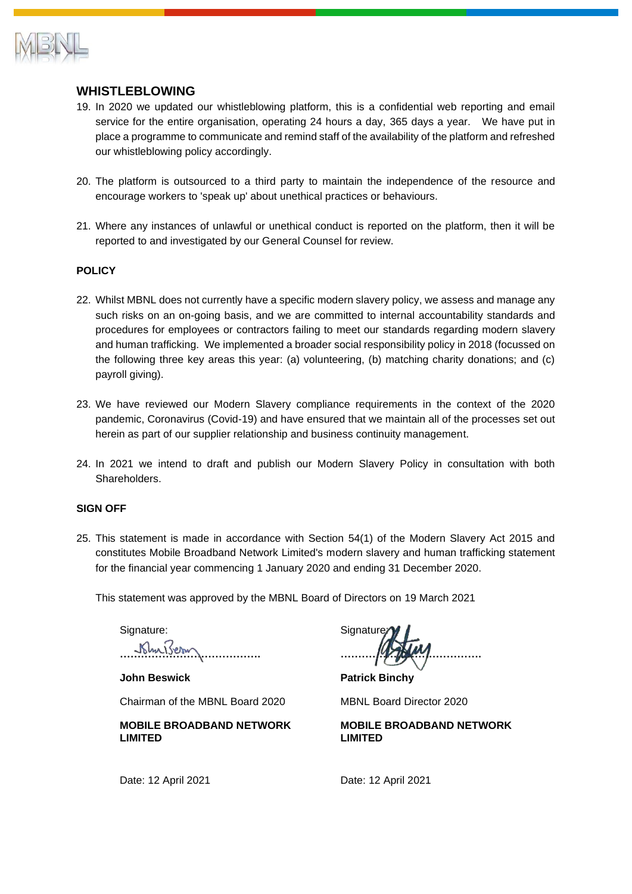## WHISTLEBLOWING

19. In 2020 we updated our whistleblowing platform, this is a confidential web reporting and email service for the entire organisation, operating 24 hours a day, 365 days a year. We have put in place a programme to communicate and remind staff of the availability of the platform and refreshed our whistleblowing policy accordingly.

20. The platform is outsourced to a third party to maintain the independence of the resource and encourage workers to 'speak up' about unethical practices or behaviours.

21. Where any instances of unlawful or unethical conduct is reported on the platform, then it will be reported to and investigated by our General Counsel for review.

### POLICY

22. Whilst MBNL does not currently have a specific modern slavery policy, we assess and manage any such risks on an on-going basis, and we are committed to internal accountability standards and procedures for employees or contractors failing to meet our standards regarding modern slavery and human trafficking. We implemented a broader social responsibility policy in 2018 (focussed on the following three key areas this year: (a) volunteering, (b) matching charity donations; and (c) payroll giving).

23. We have reviewed our Modern Slavery compliance requirements in the context of the 2020 pandemic, Coronavirus (Covid-19) and have ensured that we maintain all of the processes set out herein as part of our supplier relationship and business continuity management.

24. In 2021 we intend to draft and publish our Modern Slavery Policy in consultation with both Shareholders.

### SIGN OFF

25. This statement is made in accordance with Section 54(1) of the Modern Slavery Act 2015 and constitutes Mobile Broadband Network Limited's modern slavery and human trafficking statement for the financial year commencing 1 January 2020 and ending 31 December 2020.

This statement was approved by the MBNL Board of Directors on 19 March 2021

Signature: ……………………………………

**John Beswick**

Chairman of the MBNL Board 2020

**MOBILE BROADBAND NETWORK LIMITED**

Date: 12 April 2021

Signature: ……………………………………

**Patrick Binchy**

MBNL Board Director 2020

**MOBILE BROADBAND NETWORK LIMITED**

Date: 12 April 2021